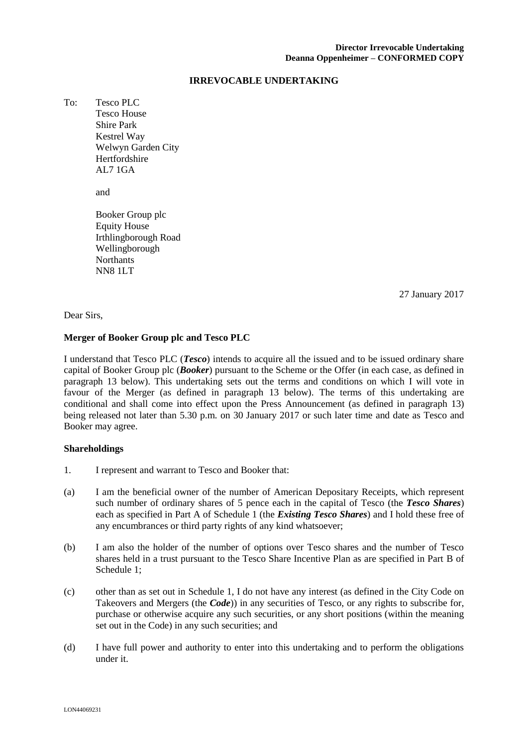**Director Irrevocable Undertaking**
**Deanna Oppenheimer – CONFORMED COPY**

# IRREVOCABLE UNDERTAKING

To: Tesco PLC
Tesco House
Shire Park
Kestrel Way
Welwyn Garden City
Hertfordshire
AL7 1GA

and

Booker Group plc
Equity House
Irthlingborough Road
Wellingborough
Northants
NN8 1LT

27 January 2017

Dear Sirs,

**Merger of Booker Group plc and Tesco PLC**

I understand that Tesco PLC (***Tesco***) intends to acquire all the issued and to be issued ordinary share capital of Booker Group plc (***Booker***) pursuant to the Scheme or the Offer (in each case, as defined in paragraph 13 below). This undertaking sets out the terms and conditions on which I will vote in favour of the Merger (as defined in paragraph 13 below). The terms of this undertaking are conditional and shall come into effect upon the Press Announcement (as defined in paragraph 13) being released not later than 5.30 p.m. on 30 January 2017 or such later time and date as Tesco and Booker may agree.

**Shareholdings**

1. I represent and warrant to Tesco and Booker that:

(a) I am the beneficial owner of the number of American Depositary Receipts, which represent such number of ordinary shares of 5 pence each in the capital of Tesco (the ***Tesco Shares***) each as specified in Part A of Schedule 1 (the ***Existing Tesco Shares***) and I hold these free of any encumbrances or third party rights of any kind whatsoever;

(b) I am also the holder of the number of options over Tesco shares and the number of Tesco shares held in a trust pursuant to the Tesco Share Incentive Plan as are specified in Part B of Schedule 1;

(c) other than as set out in Schedule 1, I do not have any interest (as defined in the City Code on Takeovers and Mergers (the ***Code***)) in any securities of Tesco, or any rights to subscribe for, purchase or otherwise acquire any such securities, or any short positions (within the meaning set out in the Code) in any such securities; and

(d) I have full power and authority to enter into this undertaking and to perform the obligations under it.

LON44069231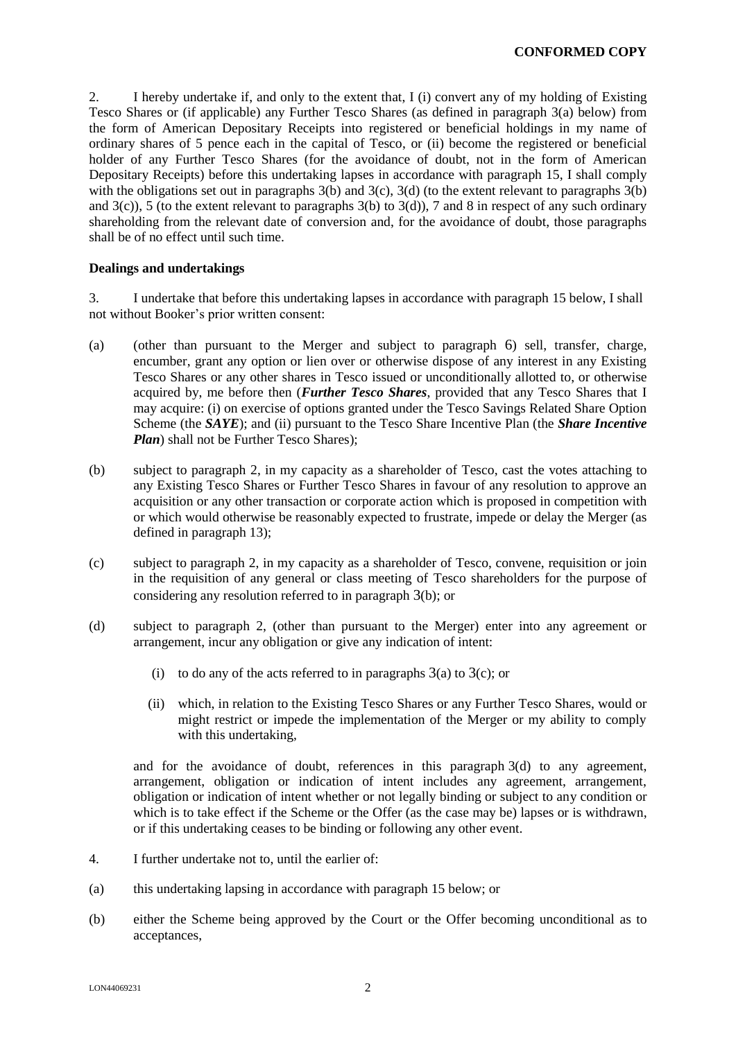2. I hereby undertake if, and only to the extent that, I (i) convert any of my holding of Existing Tesco Shares or (if applicable) any Further Tesco Shares (as defined in paragraph 3(a) below) from the form of American Depositary Receipts into registered or beneficial holdings in my name of ordinary shares of 5 pence each in the capital of Tesco, or (ii) become the registered or beneficial holder of any Further Tesco Shares (for the avoidance of doubt, not in the form of American Depositary Receipts) before this undertaking lapses in accordance with paragraph 15, I shall comply with the obligations set out in paragraphs 3(b) and 3(c), 3(d) (to the extent relevant to paragraphs 3(b) and 3(c)), 5 (to the extent relevant to paragraphs 3(b) to 3(d)), 7 and 8 in respect of any such ordinary shareholding from the relevant date of conversion and, for the avoidance of doubt, those paragraphs shall be of no effect until such time.

**Dealings and undertakings**

3. I undertake that before this undertaking lapses in accordance with paragraph 15 below, I shall not without Booker's prior written consent:

(a) (other than pursuant to the Merger and subject to paragraph 6) sell, transfer, charge, encumber, grant any option or lien over or otherwise dispose of any interest in any Existing Tesco Shares or any other shares in Tesco issued or unconditionally allotted to, or otherwise acquired by, me before then (***Further Tesco Shares***, provided that any Tesco Shares that I may acquire: (i) on exercise of options granted under the Tesco Savings Related Share Option Scheme (the ***SAYE***); and (ii) pursuant to the Tesco Share Incentive Plan (the ***Share Incentive Plan***) shall not be Further Tesco Shares);

(b) subject to paragraph 2, in my capacity as a shareholder of Tesco, cast the votes attaching to any Existing Tesco Shares or Further Tesco Shares in favour of any resolution to approve an acquisition or any other transaction or corporate action which is proposed in competition with or which would otherwise be reasonably expected to frustrate, impede or delay the Merger (as defined in paragraph 13);

(c) subject to paragraph 2, in my capacity as a shareholder of Tesco, convene, requisition or join in the requisition of any general or class meeting of Tesco shareholders for the purpose of considering any resolution referred to in paragraph 3(b); or

(d) subject to paragraph 2, (other than pursuant to the Merger) enter into any agreement or arrangement, incur any obligation or give any indication of intent:

   (i) to do any of the acts referred to in paragraphs 3(a) to 3(c); or

   (ii) which, in relation to the Existing Tesco Shares or any Further Tesco Shares, would or might restrict or impede the implementation of the Merger or my ability to comply with this undertaking,

   and for the avoidance of doubt, references in this paragraph 3(d) to any agreement, arrangement, obligation or indication of intent includes any agreement, arrangement, obligation or indication of intent whether or not legally binding or subject to any condition or which is to take effect if the Scheme or the Offer (as the case may be) lapses or is withdrawn, or if this undertaking ceases to be binding or following any other event.

4. I further undertake not to, until the earlier of:

(a) this undertaking lapsing in accordance with paragraph 15 below; or

(b) either the Scheme being approved by the Court or the Offer becoming unconditional as to acceptances,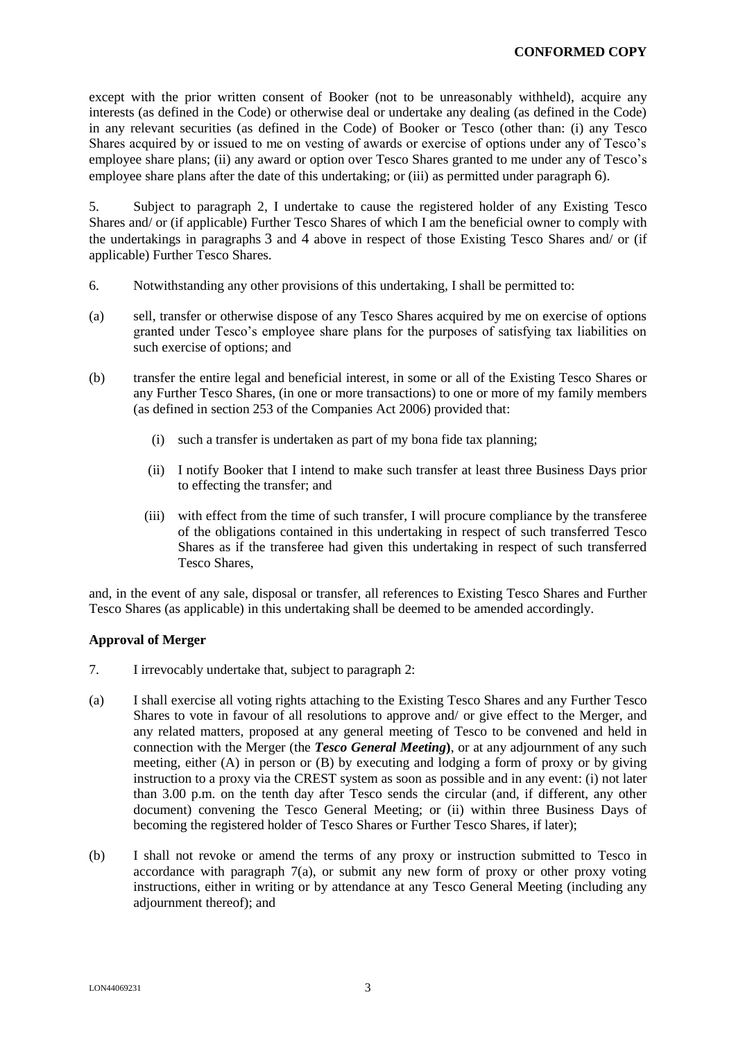except with the prior written consent of Booker (not to be unreasonably withheld), acquire any interests (as defined in the Code) or otherwise deal or undertake any dealing (as defined in the Code) in any relevant securities (as defined in the Code) of Booker or Tesco (other than: (i) any Tesco Shares acquired by or issued to me on vesting of awards or exercise of options under any of Tesco's employee share plans; (ii) any award or option over Tesco Shares granted to me under any of Tesco's employee share plans after the date of this undertaking; or (iii) as permitted under paragraph 6).

5. Subject to paragraph 2, I undertake to cause the registered holder of any Existing Tesco Shares and/ or (if applicable) Further Tesco Shares of which I am the beneficial owner to comply with the undertakings in paragraphs 3 and 4 above in respect of those Existing Tesco Shares and/ or (if applicable) Further Tesco Shares.

6. Notwithstanding any other provisions of this undertaking, I shall be permitted to:

(a) sell, transfer or otherwise dispose of any Tesco Shares acquired by me on exercise of options granted under Tesco's employee share plans for the purposes of satisfying tax liabilities on such exercise of options; and

(b) transfer the entire legal and beneficial interest, in some or all of the Existing Tesco Shares or any Further Tesco Shares, (in one or more transactions) to one or more of my family members (as defined in section 253 of the Companies Act 2006) provided that:

   (i) such a transfer is undertaken as part of my bona fide tax planning;

   (ii) I notify Booker that I intend to make such transfer at least three Business Days prior to effecting the transfer; and

   (iii) with effect from the time of such transfer, I will procure compliance by the transferee of the obligations contained in this undertaking in respect of such transferred Tesco Shares as if the transferee had given this undertaking in respect of such transferred Tesco Shares,

and, in the event of any sale, disposal or transfer, all references to Existing Tesco Shares and Further Tesco Shares (as applicable) in this undertaking shall be deemed to be amended accordingly.

**Approval of Merger**

7. I irrevocably undertake that, subject to paragraph 2:

(a) I shall exercise all voting rights attaching to the Existing Tesco Shares and any Further Tesco Shares to vote in favour of all resolutions to approve and/ or give effect to the Merger, and any related matters, proposed at any general meeting of Tesco to be convened and held in connection with the Merger (the ***Tesco General Meeting***), or at any adjournment of any such meeting, either (A) in person or (B) by executing and lodging a form of proxy or by giving instruction to a proxy via the CREST system as soon as possible and in any event: (i) not later than 3.00 p.m. on the tenth day after Tesco sends the circular (and, if different, any other document) convening the Tesco General Meeting; or (ii) within three Business Days of becoming the registered holder of Tesco Shares or Further Tesco Shares, if later);

(b) I shall not revoke or amend the terms of any proxy or instruction submitted to Tesco in accordance with paragraph 7(a), or submit any new form of proxy or other proxy voting instructions, either in writing or by attendance at any Tesco General Meeting (including any adjournment thereof); and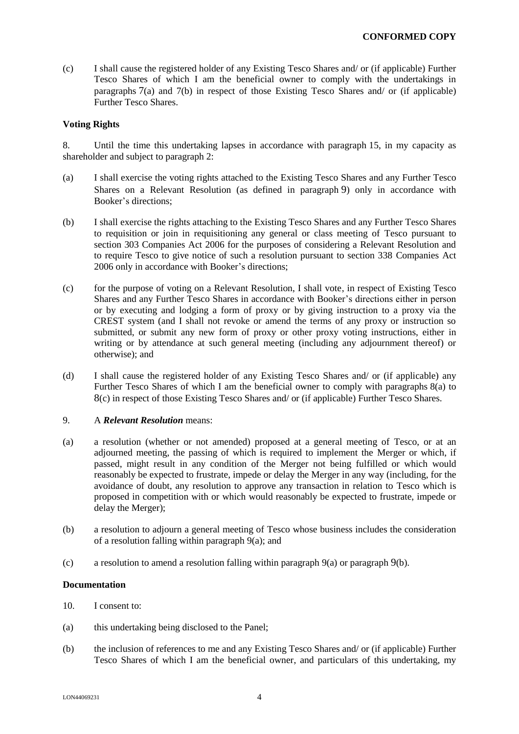(c) I shall cause the registered holder of any Existing Tesco Shares and/ or (if applicable) Further Tesco Shares of which I am the beneficial owner to comply with the undertakings in paragraphs 7(a) and 7(b) in respect of those Existing Tesco Shares and/ or (if applicable) Further Tesco Shares.

**Voting Rights**

8. Until the time this undertaking lapses in accordance with paragraph 15, in my capacity as shareholder and subject to paragraph 2:

(a) I shall exercise the voting rights attached to the Existing Tesco Shares and any Further Tesco Shares on a Relevant Resolution (as defined in paragraph 9) only in accordance with Booker's directions;

(b) I shall exercise the rights attaching to the Existing Tesco Shares and any Further Tesco Shares to requisition or join in requisitioning any general or class meeting of Tesco pursuant to section 303 Companies Act 2006 for the purposes of considering a Relevant Resolution and to require Tesco to give notice of such a resolution pursuant to section 338 Companies Act 2006 only in accordance with Booker's directions;

(c) for the purpose of voting on a Relevant Resolution, I shall vote, in respect of Existing Tesco Shares and any Further Tesco Shares in accordance with Booker's directions either in person or by executing and lodging a form of proxy or by giving instruction to a proxy via the CREST system (and I shall not revoke or amend the terms of any proxy or instruction so submitted, or submit any new form of proxy or other proxy voting instructions, either in writing or by attendance at such general meeting (including any adjournment thereof) or otherwise); and

(d) I shall cause the registered holder of any Existing Tesco Shares and/ or (if applicable) any Further Tesco Shares of which I am the beneficial owner to comply with paragraphs 8(a) to 8(c) in respect of those Existing Tesco Shares and/ or (if applicable) Further Tesco Shares.

9. A ***Relevant Resolution*** means:

(a) a resolution (whether or not amended) proposed at a general meeting of Tesco, or at an adjourned meeting, the passing of which is required to implement the Merger or which, if passed, might result in any condition of the Merger not being fulfilled or which would reasonably be expected to frustrate, impede or delay the Merger in any way (including, for the avoidance of doubt, any resolution to approve any transaction in relation to Tesco which is proposed in competition with or which would reasonably be expected to frustrate, impede or delay the Merger);

(b) a resolution to adjourn a general meeting of Tesco whose business includes the consideration of a resolution falling within paragraph 9(a); and

(c) a resolution to amend a resolution falling within paragraph 9(a) or paragraph 9(b).

**Documentation**

10. I consent to:

(a) this undertaking being disclosed to the Panel;

(b) the inclusion of references to me and any Existing Tesco Shares and/ or (if applicable) Further Tesco Shares of which I am the beneficial owner, and particulars of this undertaking, my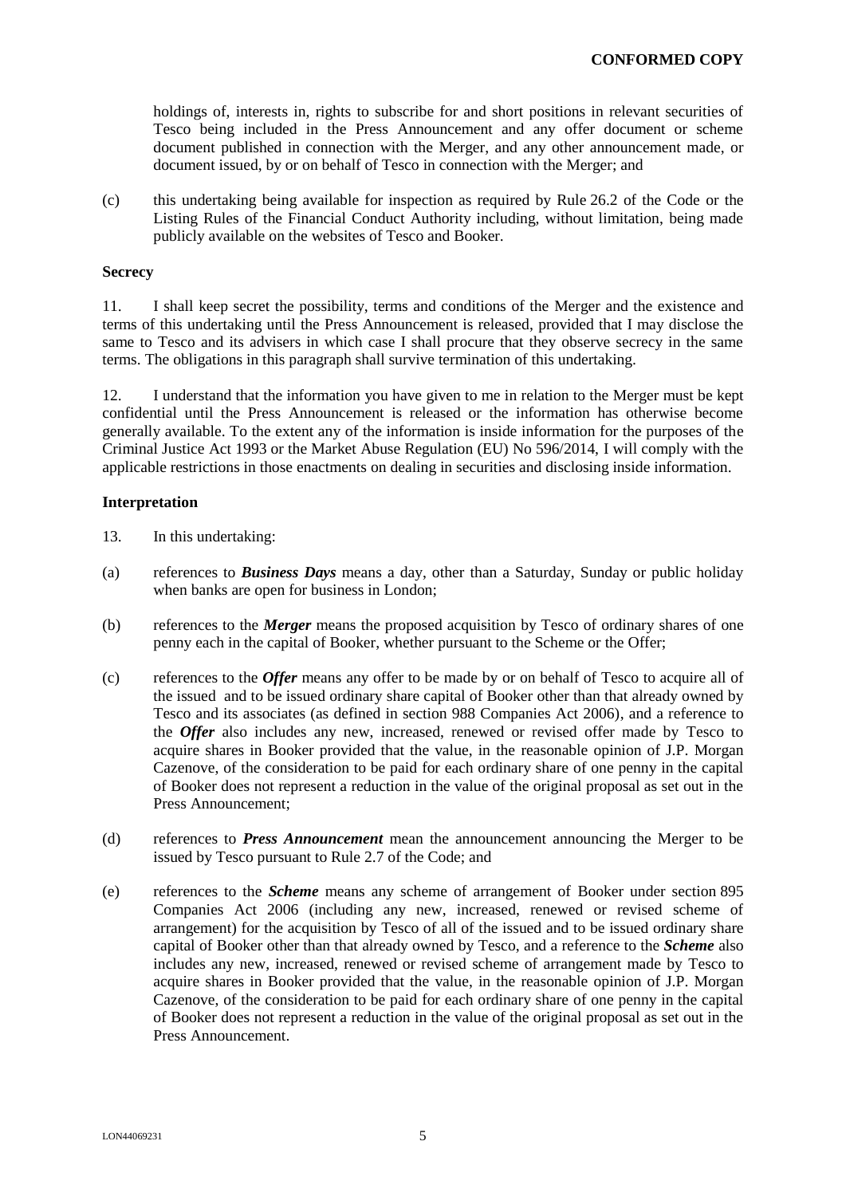holdings of, interests in, rights to subscribe for and short positions in relevant securities of Tesco being included in the Press Announcement and any offer document or scheme document published in connection with the Merger, and any other announcement made, or document issued, by or on behalf of Tesco in connection with the Merger; and

(c) this undertaking being available for inspection as required by Rule 26.2 of the Code or the Listing Rules of the Financial Conduct Authority including, without limitation, being made publicly available on the websites of Tesco and Booker.

**Secrecy**

11. I shall keep secret the possibility, terms and conditions of the Merger and the existence and terms of this undertaking until the Press Announcement is released, provided that I may disclose the same to Tesco and its advisers in which case I shall procure that they observe secrecy in the same terms. The obligations in this paragraph shall survive termination of this undertaking.

12. I understand that the information you have given to me in relation to the Merger must be kept confidential until the Press Announcement is released or the information has otherwise become generally available. To the extent any of the information is inside information for the purposes of the Criminal Justice Act 1993 or the Market Abuse Regulation (EU) No 596/2014, I will comply with the applicable restrictions in those enactments on dealing in securities and disclosing inside information.

**Interpretation**

13. In this undertaking:

(a) references to ***Business Days*** means a day, other than a Saturday, Sunday or public holiday when banks are open for business in London;

(b) references to the ***Merger*** means the proposed acquisition by Tesco of ordinary shares of one penny each in the capital of Booker, whether pursuant to the Scheme or the Offer;

(c) references to the ***Offer*** means any offer to be made by or on behalf of Tesco to acquire all of the issued and to be issued ordinary share capital of Booker other than that already owned by Tesco and its associates (as defined in section 988 Companies Act 2006), and a reference to the ***Offer*** also includes any new, increased, renewed or revised offer made by Tesco to acquire shares in Booker provided that the value, in the reasonable opinion of J.P. Morgan Cazenove, of the consideration to be paid for each ordinary share of one penny in the capital of Booker does not represent a reduction in the value of the original proposal as set out in the Press Announcement;

(d) references to ***Press Announcement*** mean the announcement announcing the Merger to be issued by Tesco pursuant to Rule 2.7 of the Code; and

(e) references to the ***Scheme*** means any scheme of arrangement of Booker under section 895 Companies Act 2006 (including any new, increased, renewed or revised scheme of arrangement) for the acquisition by Tesco of all of the issued and to be issued ordinary share capital of Booker other than that already owned by Tesco, and a reference to the ***Scheme*** also includes any new, increased, renewed or revised scheme of arrangement made by Tesco to acquire shares in Booker provided that the value, in the reasonable opinion of J.P. Morgan Cazenove, of the consideration to be paid for each ordinary share of one penny in the capital of Booker does not represent a reduction in the value of the original proposal as set out in the Press Announcement.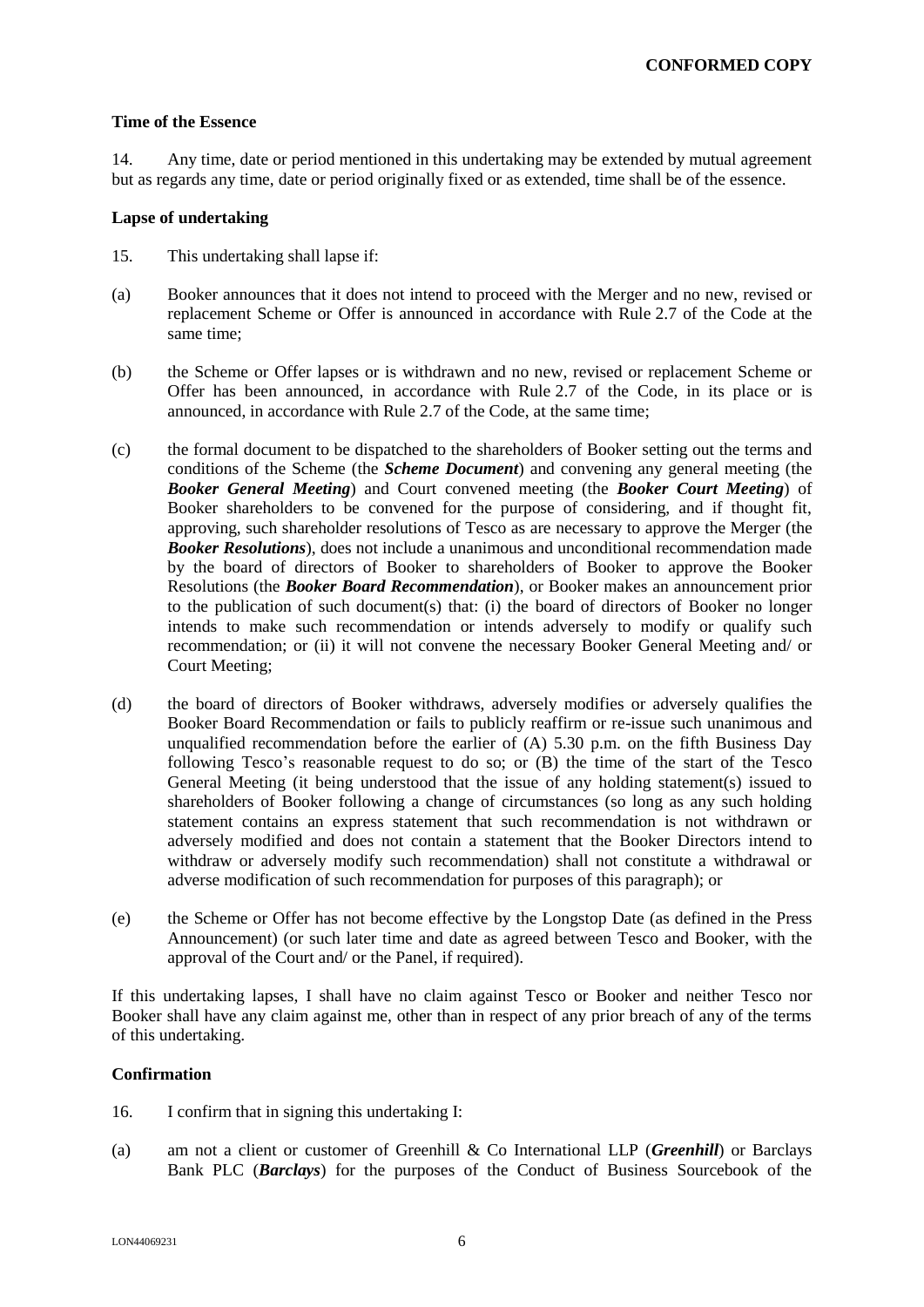**CONFORMED COPY**

**Time of the Essence**

14. Any time, date or period mentioned in this undertaking may be extended by mutual agreement but as regards any time, date or period originally fixed or as extended, time shall be of the essence.

**Lapse of undertaking**

15. This undertaking shall lapse if:

(a) Booker announces that it does not intend to proceed with the Merger and no new, revised or replacement Scheme or Offer is announced in accordance with Rule 2.7 of the Code at the same time;

(b) the Scheme or Offer lapses or is withdrawn and no new, revised or replacement Scheme or Offer has been announced, in accordance with Rule 2.7 of the Code, in its place or is announced, in accordance with Rule 2.7 of the Code, at the same time;

(c) the formal document to be dispatched to the shareholders of Booker setting out the terms and conditions of the Scheme (the ***Scheme Document***) and convening any general meeting (the ***Booker General Meeting***) and Court convened meeting (the ***Booker Court Meeting***) of Booker shareholders to be convened for the purpose of considering, and if thought fit, approving, such shareholder resolutions of Tesco as are necessary to approve the Merger (the ***Booker Resolutions***), does not include a unanimous and unconditional recommendation made by the board of directors of Booker to shareholders of Booker to approve the Booker Resolutions (the ***Booker Board Recommendation***), or Booker makes an announcement prior to the publication of such document(s) that: (i) the board of directors of Booker no longer intends to make such recommendation or intends adversely to modify or qualify such recommendation; or (ii) it will not convene the necessary Booker General Meeting and/ or Court Meeting;

(d) the board of directors of Booker withdraws, adversely modifies or adversely qualifies the Booker Board Recommendation or fails to publicly reaffirm or re-issue such unanimous and unqualified recommendation before the earlier of (A) 5.30 p.m. on the fifth Business Day following Tesco's reasonable request to do so; or (B) the time of the start of the Tesco General Meeting (it being understood that the issue of any holding statement(s) issued to shareholders of Booker following a change of circumstances (so long as any such holding statement contains an express statement that such recommendation is not withdrawn or adversely modified and does not contain a statement that the Booker Directors intend to withdraw or adversely modify such recommendation) shall not constitute a withdrawal or adverse modification of such recommendation for purposes of this paragraph); or

(e) the Scheme or Offer has not become effective by the Longstop Date (as defined in the Press Announcement) (or such later time and date as agreed between Tesco and Booker, with the approval of the Court and/ or the Panel, if required).

If this undertaking lapses, I shall have no claim against Tesco or Booker and neither Tesco nor Booker shall have any claim against me, other than in respect of any prior breach of any of the terms of this undertaking.

**Confirmation**

16. I confirm that in signing this undertaking I:

(a) am not a client or customer of Greenhill & Co International LLP (***Greenhill***) or Barclays Bank PLC (***Barclays***) for the purposes of the Conduct of Business Sourcebook of the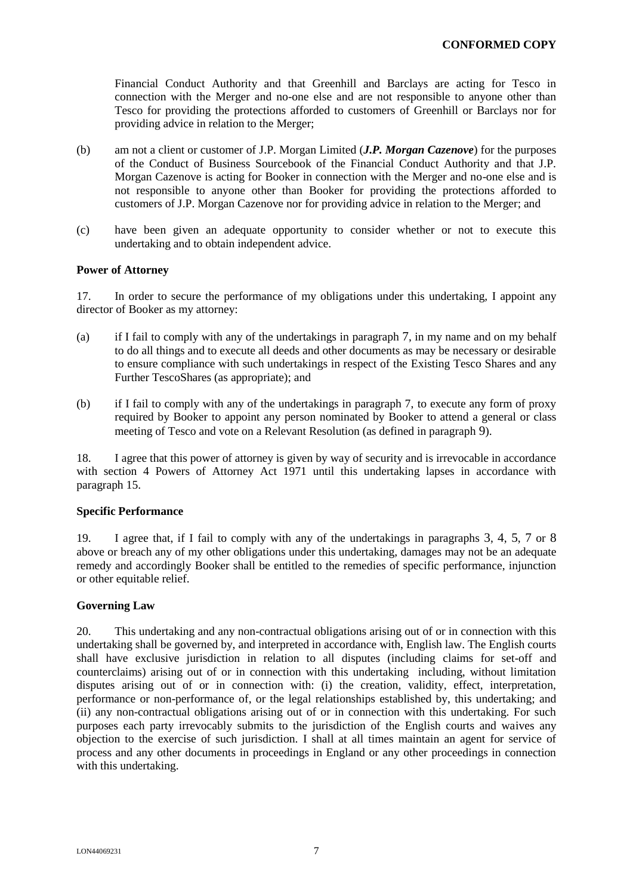Financial Conduct Authority and that Greenhill and Barclays are acting for Tesco in connection with the Merger and no-one else and are not responsible to anyone other than Tesco for providing the protections afforded to customers of Greenhill or Barclays nor for providing advice in relation to the Merger;

(b) am not a client or customer of J.P. Morgan Limited (***J.P. Morgan Cazenove***) for the purposes of the Conduct of Business Sourcebook of the Financial Conduct Authority and that J.P. Morgan Cazenove is acting for Booker in connection with the Merger and no-one else and is not responsible to anyone other than Booker for providing the protections afforded to customers of J.P. Morgan Cazenove nor for providing advice in relation to the Merger; and

(c) have been given an adequate opportunity to consider whether or not to execute this undertaking and to obtain independent advice.

**Power of Attorney**

17. In order to secure the performance of my obligations under this undertaking, I appoint any director of Booker as my attorney:

(a) if I fail to comply with any of the undertakings in paragraph 7, in my name and on my behalf to do all things and to execute all deeds and other documents as may be necessary or desirable to ensure compliance with such undertakings in respect of the Existing Tesco Shares and any Further TescoShares (as appropriate); and

(b) if I fail to comply with any of the undertakings in paragraph 7, to execute any form of proxy required by Booker to appoint any person nominated by Booker to attend a general or class meeting of Tesco and vote on a Relevant Resolution (as defined in paragraph 9).

18. I agree that this power of attorney is given by way of security and is irrevocable in accordance with section 4 Powers of Attorney Act 1971 until this undertaking lapses in accordance with paragraph 15.

**Specific Performance**

19. I agree that, if I fail to comply with any of the undertakings in paragraphs 3, 4, 5, 7 or 8 above or breach any of my other obligations under this undertaking, damages may not be an adequate remedy and accordingly Booker shall be entitled to the remedies of specific performance, injunction or other equitable relief.

**Governing Law**

20. This undertaking and any non-contractual obligations arising out of or in connection with this undertaking shall be governed by, and interpreted in accordance with, English law. The English courts shall have exclusive jurisdiction in relation to all disputes (including claims for set-off and counterclaims) arising out of or in connection with this undertaking including, without limitation disputes arising out of or in connection with: (i) the creation, validity, effect, interpretation, performance or non-performance of, or the legal relationships established by, this undertaking; and (ii) any non-contractual obligations arising out of or in connection with this undertaking. For such purposes each party irrevocably submits to the jurisdiction of the English courts and waives any objection to the exercise of such jurisdiction. I shall at all times maintain an agent for service of process and any other documents in proceedings in England or any other proceedings in connection with this undertaking.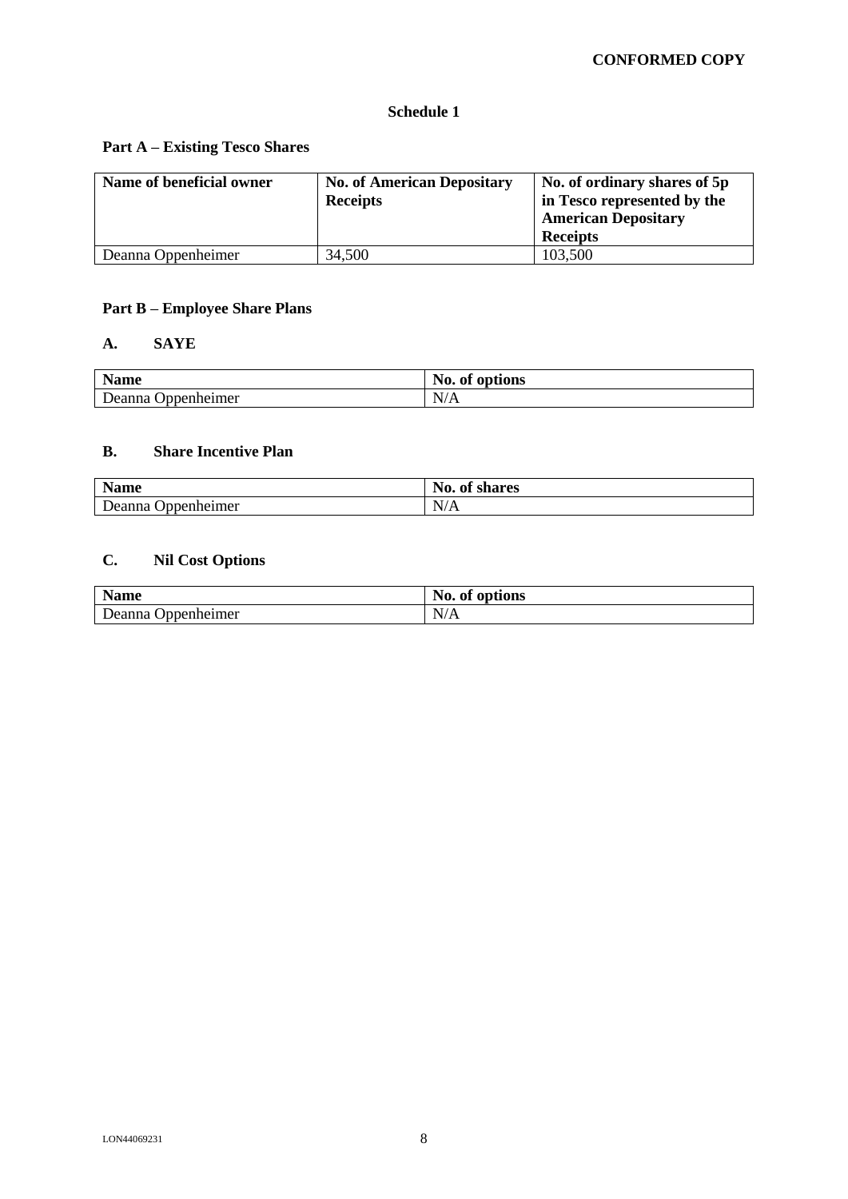**CONFORMED COPY**

# Schedule 1

## Part A – Existing Tesco Shares

| Name of beneficial owner | No. of American Depositary Receipts | No. of ordinary shares of 5p in Tesco represented by the American Depositary Receipts |
|---|---|---|
| Deanna Oppenheimer | 34,500 | 103,500 |

## Part B – Employee Share Plans

### A. SAYE

| Name | No. of options |
|---|---|
| Deanna Oppenheimer | N/A |

### B. Share Incentive Plan

| Name | No. of shares |
|---|---|
| Deanna Oppenheimer | N/A |

### C. Nil Cost Options

| Name | No. of options |
|---|---|
| Deanna Oppenheimer | N/A |

LON44069231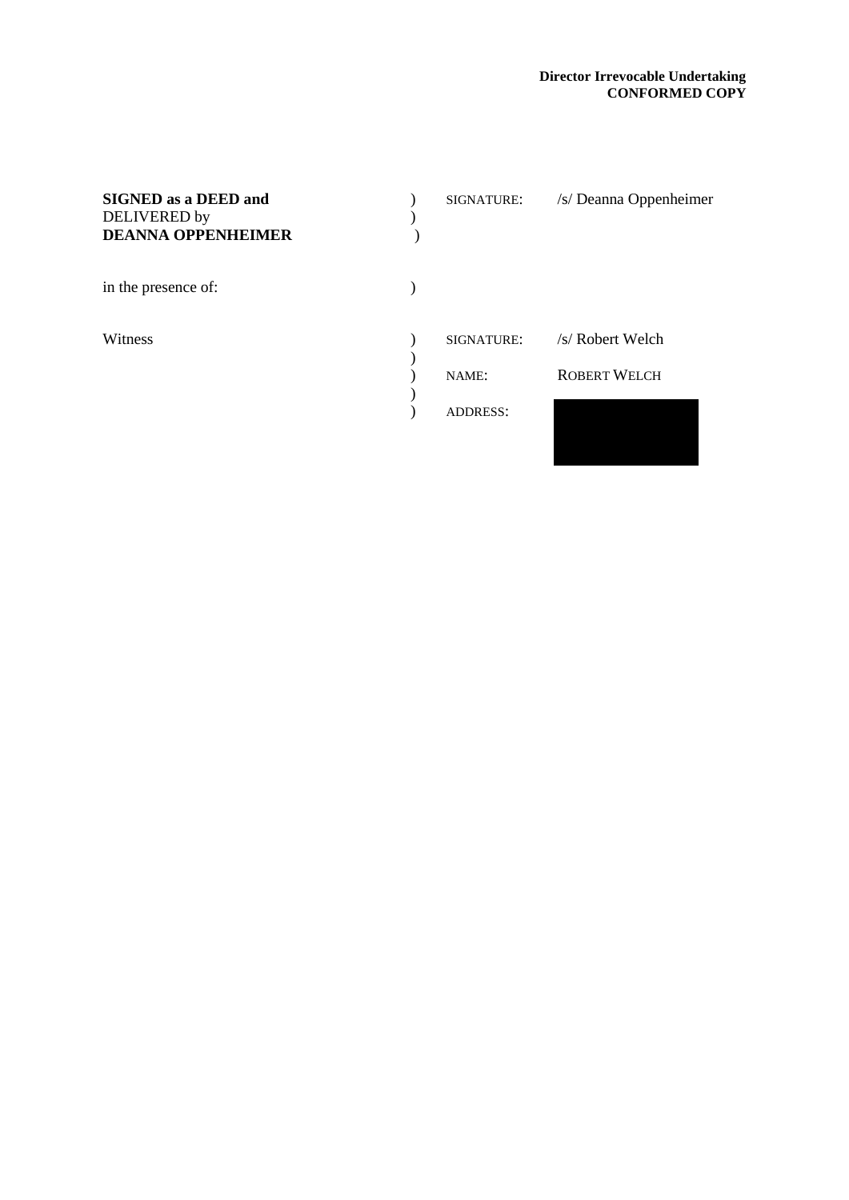**SIGNED as a DEED and**
DELIVERED by
**DEANNA OPPENHEIMER**

| | | | |
|---|---|---|---|
| **SIGNED as a DEED and** DELIVERED by **DEANNA OPPENHEIMER** | ) ) ) | SIGNATURE: | /s/ Deanna Oppenheimer |
| in the presence of: | ) | | |
| Witness | ) ) | SIGNATURE: | /s/ Robert Welch |
| | ) ) | NAME: | ROBERT WELCH |
| | ) | ADDRESS: | |